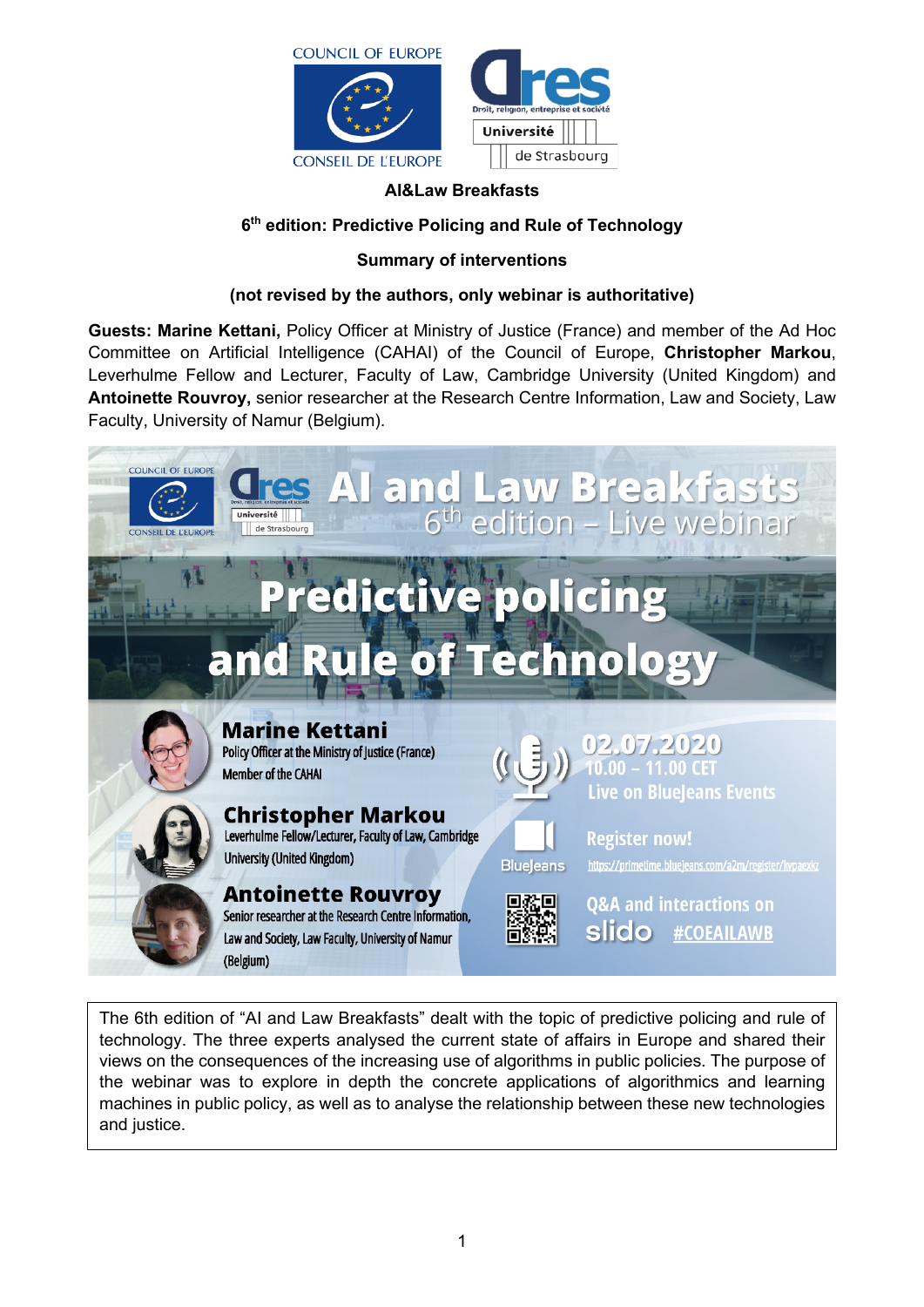# AI&Law Breakfasts

## 6th edition: Predictive Policing and Rule of Technology

### Summary of interventions

**(not revised by the authors, only webinar is authoritative)**

**Guests: Marine Kettani,** Policy Officer at Ministry of Justice (France) and member of the Ad Hoc Committee on Artificial Intelligence (CAHAI) of the Council of Europe, **Christopher Markou**, Leverhulme Fellow and Lecturer, Faculty of Law, Cambridge University (United Kingdom) and **Antoinette Rouvroy,** senior researcher at the Research Centre Information, Law and Society, Law Faculty, University of Namur (Belgium).

The 6th edition of "AI and Law Breakfasts" dealt with the topic of predictive policing and rule of technology. The three experts analysed the current state of affairs in Europe and shared their views on the consequences of the increasing use of algorithms in public policies. The purpose of the webinar was to explore in depth the concrete applications of algorithmics and learning machines in public policy, as well as to analyse the relationship between these new technologies and justice.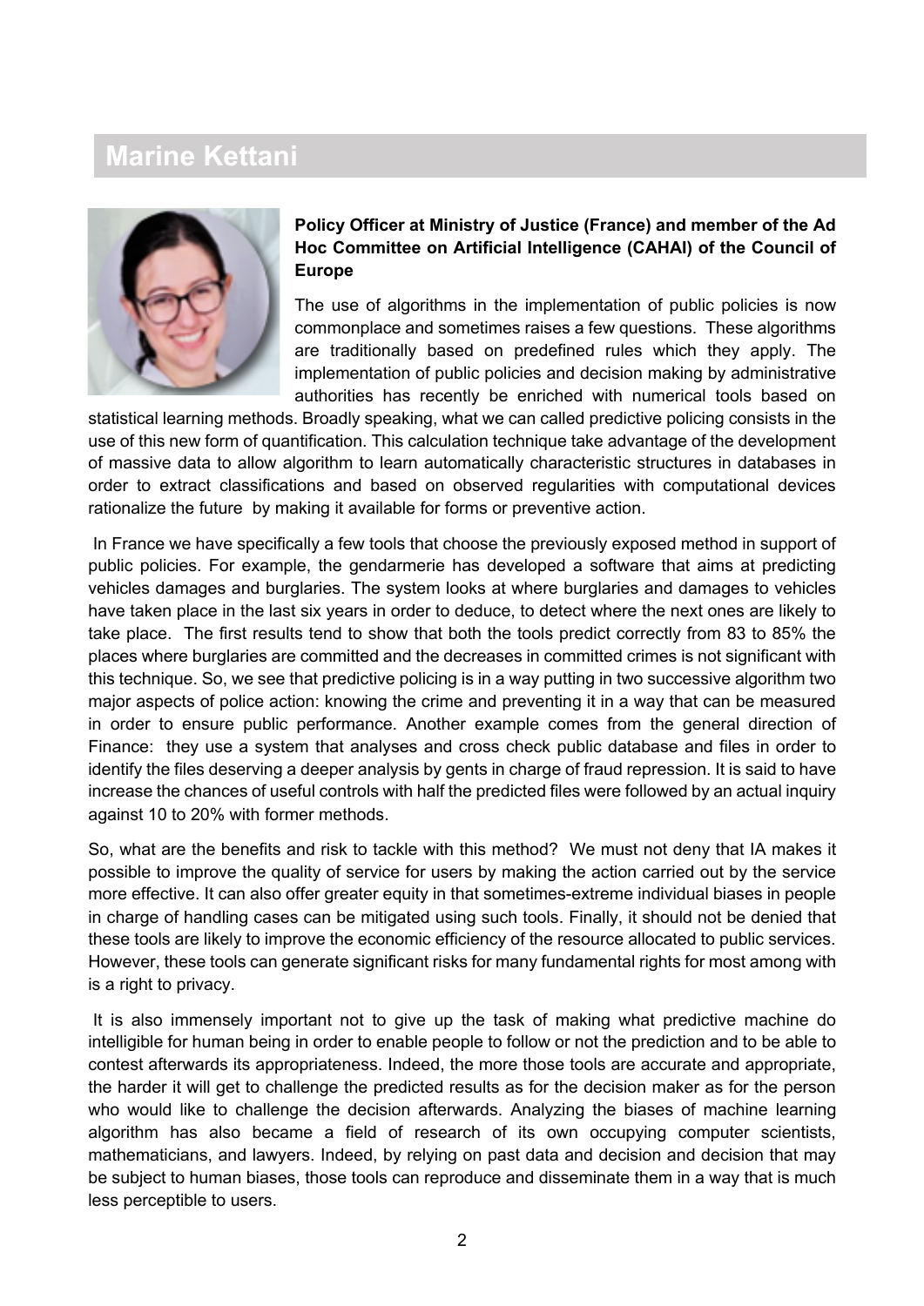## Marine Kettani

**Policy Officer at Ministry of Justice (France) and member of the Ad Hoc Committee on Artificial Intelligence (CAHAI) of the Council of Europe**

The use of algorithms in the implementation of public policies is now commonplace and sometimes raises a few questions. These algorithms are traditionally based on predefined rules which they apply. The implementation of public policies and decision making by administrative authorities has recently be enriched with numerical tools based on statistical learning methods. Broadly speaking, what we can called predictive policing consists in the use of this new form of quantification. This calculation technique take advantage of the development of massive data to allow algorithm to learn automatically characteristic structures in databases in order to extract classifications and based on observed regularities with computational devices rationalize the future by making it available for forms or preventive action.

In France we have specifically a few tools that choose the previously exposed method in support of public policies. For example, the gendarmerie has developed a software that aims at predicting vehicles damages and burglaries. The system looks at where burglaries and damages to vehicles have taken place in the last six years in order to deduce, to detect where the next ones are likely to take place. The first results tend to show that both the tools predict correctly from 83 to 85% the places where burglaries are committed and the decreases in committed crimes is not significant with this technique. So, we see that predictive policing is in a way putting in two successive algorithm two major aspects of police action: knowing the crime and preventing it in a way that can be measured in order to ensure public performance. Another example comes from the general direction of Finance: they use a system that analyses and cross check public database and files in order to identify the files deserving a deeper analysis by gents in charge of fraud repression. It is said to have increase the chances of useful controls with half the predicted files were followed by an actual inquiry against 10 to 20% with former methods.

So, what are the benefits and risk to tackle with this method? We must not deny that IA makes it possible to improve the quality of service for users by making the action carried out by the service more effective. It can also offer greater equity in that sometimes-extreme individual biases in people in charge of handling cases can be mitigated using such tools. Finally, it should not be denied that these tools are likely to improve the economic efficiency of the resource allocated to public services. However, these tools can generate significant risks for many fundamental rights for most among with is a right to privacy.

It is also immensely important not to give up the task of making what predictive machine do intelligible for human being in order to enable people to follow or not the prediction and to be able to contest afterwards its appropriateness. Indeed, the more those tools are accurate and appropriate, the harder it will get to challenge the predicted results as for the decision maker as for the person who would like to challenge the decision afterwards. Analyzing the biases of machine learning algorithm has also became a field of research of its own occupying computer scientists, mathematicians, and lawyers. Indeed, by relying on past data and decision and decision that may be subject to human biases, those tools can reproduce and disseminate them in a way that is much less perceptible to users.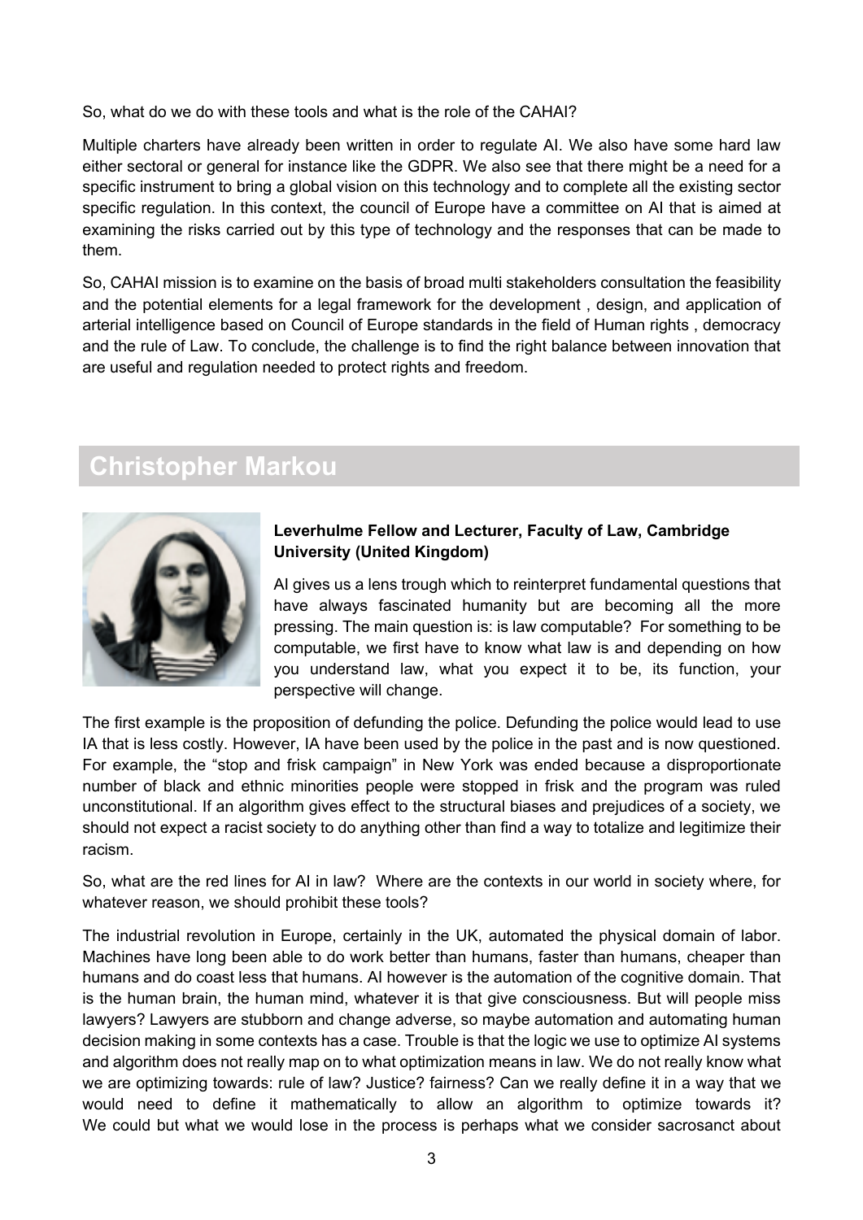So, what do we do with these tools and what is the role of the CAHAI?

Multiple charters have already been written in order to regulate AI. We also have some hard law either sectoral or general for instance like the GDPR. We also see that there might be a need for a specific instrument to bring a global vision on this technology and to complete all the existing sector specific regulation. In this context, the council of Europe have a committee on AI that is aimed at examining the risks carried out by this type of technology and the responses that can be made to them.

So, CAHAI mission is to examine on the basis of broad multi stakeholders consultation the feasibility and the potential elements for a legal framework for the development , design, and application of arterial intelligence based on Council of Europe standards in the field of Human rights , democracy and the rule of Law. To conclude, the challenge is to find the right balance between innovation that are useful and regulation needed to protect rights and freedom.

## Christopher Markou

**Leverhulme Fellow and Lecturer, Faculty of Law, Cambridge University (United Kingdom)**

AI gives us a lens trough which to reinterpret fundamental questions that have always fascinated humanity but are becoming all the more pressing. The main question is: is law computable? For something to be computable, we first have to know what law is and depending on how you understand law, what you expect it to be, its function, your perspective will change.

The first example is the proposition of defunding the police. Defunding the police would lead to use IA that is less costly. However, IA have been used by the police in the past and is now questioned. For example, the "stop and frisk campaign" in New York was ended because a disproportionate number of black and ethnic minorities people were stopped in frisk and the program was ruled unconstitutional. If an algorithm gives effect to the structural biases and prejudices of a society, we should not expect a racist society to do anything other than find a way to totalize and legitimize their racism.

So, what are the red lines for AI in law? Where are the contexts in our world in society where, for whatever reason, we should prohibit these tools?

The industrial revolution in Europe, certainly in the UK, automated the physical domain of labor. Machines have long been able to do work better than humans, faster than humans, cheaper than humans and do coast less that humans. AI however is the automation of the cognitive domain. That is the human brain, the human mind, whatever it is that give consciousness. But will people miss lawyers? Lawyers are stubborn and change adverse, so maybe automation and automating human decision making in some contexts has a case. Trouble is that the logic we use to optimize AI systems and algorithm does not really map on to what optimization means in law. We do not really know what we are optimizing towards: rule of law? Justice? fairness? Can we really define it in a way that we would need to define it mathematically to allow an algorithm to optimize towards it? We could but what we would lose in the process is perhaps what we consider sacrosanct about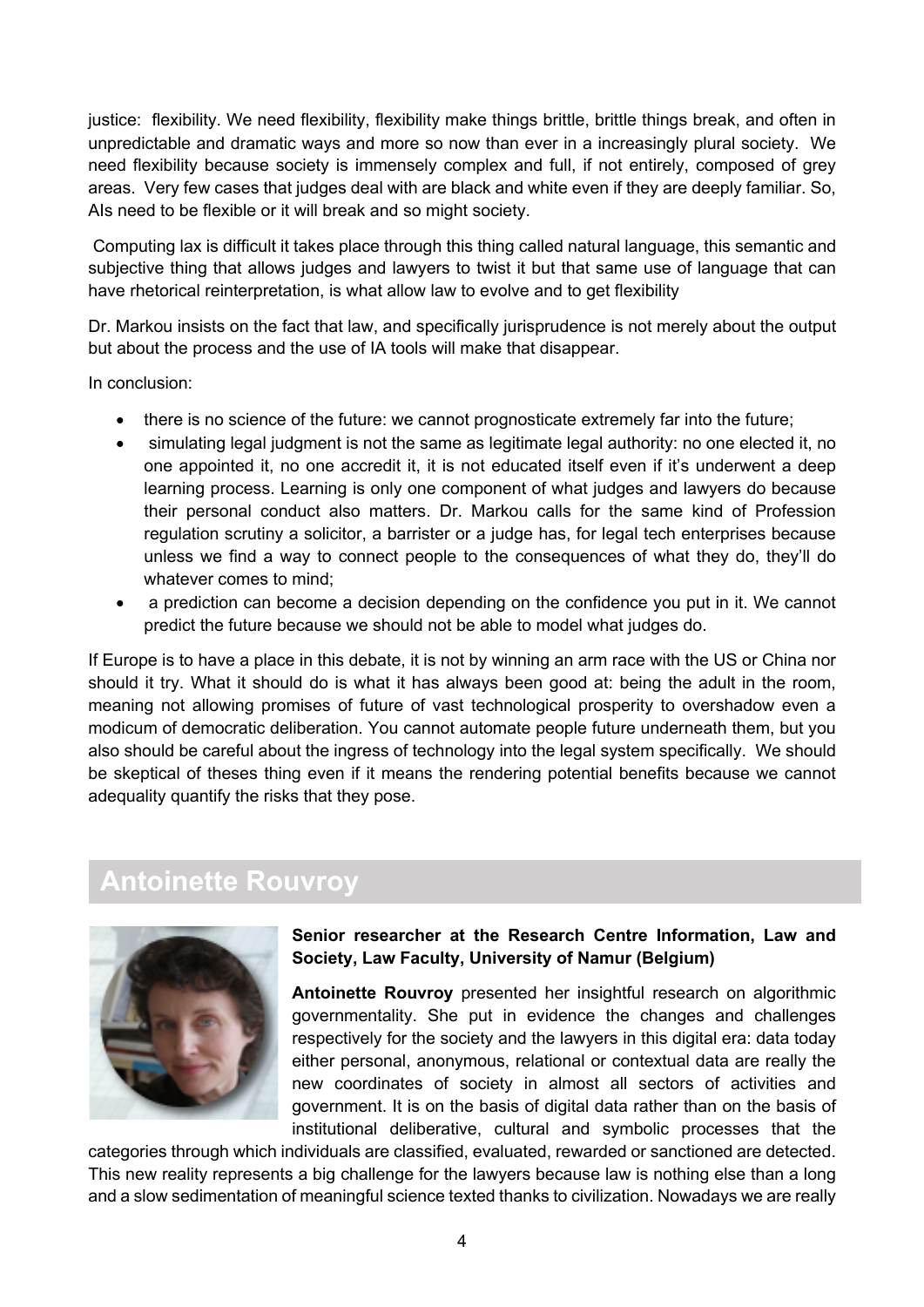justice: flexibility. We need flexibility, flexibility make things brittle, brittle things break, and often in unpredictable and dramatic ways and more so now than ever in a increasingly plural society. We need flexibility because society is immensely complex and full, if not entirely, composed of grey areas. Very few cases that judges deal with are black and white even if they are deeply familiar. So, AIs need to be flexible or it will break and so might society.

Computing lax is difficult it takes place through this thing called natural language, this semantic and subjective thing that allows judges and lawyers to twist it but that same use of language that can have rhetorical reinterpretation, is what allow law to evolve and to get flexibility

Dr. Markou insists on the fact that law, and specifically jurisprudence is not merely about the output but about the process and the use of IA tools will make that disappear.

In conclusion:

- there is no science of the future: we cannot prognosticate extremely far into the future;
- simulating legal judgment is not the same as legitimate legal authority: no one elected it, no one appointed it, no one accredit it, it is not educated itself even if it's underwent a deep learning process. Learning is only one component of what judges and lawyers do because their personal conduct also matters. Dr. Markou calls for the same kind of Profession regulation scrutiny a solicitor, a barrister or a judge has, for legal tech enterprises because unless we find a way to connect people to the consequences of what they do, they'll do whatever comes to mind;
- a prediction can become a decision depending on the confidence you put in it. We cannot predict the future because we should not be able to model what judges do.

If Europe is to have a place in this debate, it is not by winning an arm race with the US or China nor should it try. What it should do is what it has always been good at: being the adult in the room, meaning not allowing promises of future of vast technological prosperity to overshadow even a modicum of democratic deliberation. You cannot automate people future underneath them, but you also should be careful about the ingress of technology into the legal system specifically. We should be skeptical of theses thing even if it means the rendering potential benefits because we cannot adequality quantify the risks that they pose.

## Antoinette Rouvroy

**Senior researcher at the Research Centre Information, Law and Society, Law Faculty, University of Namur (Belgium)**

**Antoinette Rouvroy** presented her insightful research on algorithmic governmentality. She put in evidence the changes and challenges respectively for the society and the lawyers in this digital era: data today either personal, anonymous, relational or contextual data are really the new coordinates of society in almost all sectors of activities and government. It is on the basis of digital data rather than on the basis of institutional deliberative, cultural and symbolic processes that the categories through which individuals are classified, evaluated, rewarded or sanctioned are detected. This new reality represents a big challenge for the lawyers because law is nothing else than a long and a slow sedimentation of meaningful science texted thanks to civilization. Nowadays we are really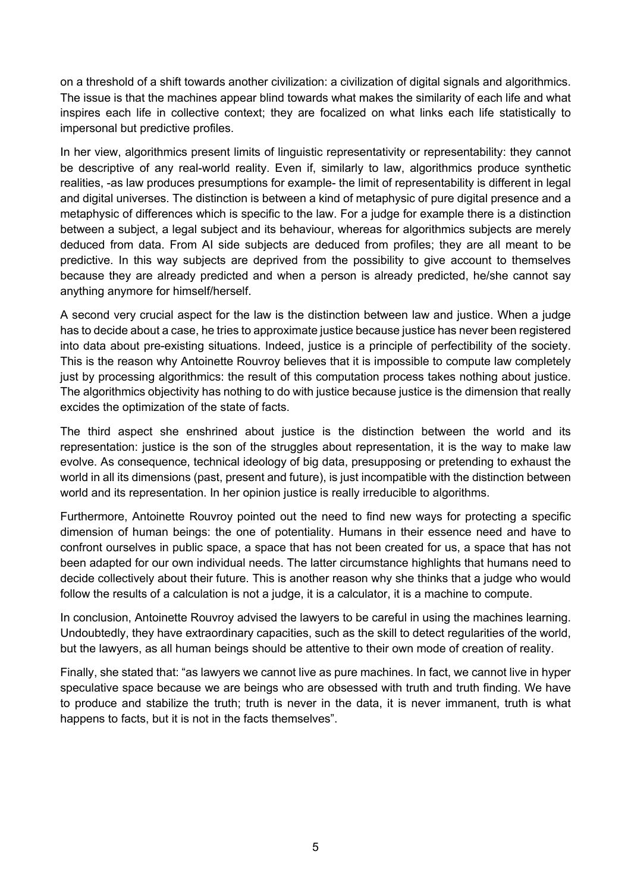on a threshold of a shift towards another civilization: a civilization of digital signals and algorithmics. The issue is that the machines appear blind towards what makes the similarity of each life and what inspires each life in collective context; they are focalized on what links each life statistically to impersonal but predictive profiles.

In her view, algorithmics present limits of linguistic representativity or representability: they cannot be descriptive of any real-world reality. Even if, similarly to law, algorithmics produce synthetic realities, -as law produces presumptions for example- the limit of representability is different in legal and digital universes. The distinction is between a kind of metaphysic of pure digital presence and a metaphysic of differences which is specific to the law. For a judge for example there is a distinction between a subject, a legal subject and its behaviour, whereas for algorithmics subjects are merely deduced from data. From AI side subjects are deduced from profiles; they are all meant to be predictive. In this way subjects are deprived from the possibility to give account to themselves because they are already predicted and when a person is already predicted, he/she cannot say anything anymore for himself/herself.

A second very crucial aspect for the law is the distinction between law and justice. When a judge has to decide about a case, he tries to approximate justice because justice has never been registered into data about pre-existing situations. Indeed, justice is a principle of perfectibility of the society. This is the reason why Antoinette Rouvroy believes that it is impossible to compute law completely just by processing algorithmics: the result of this computation process takes nothing about justice. The algorithmics objectivity has nothing to do with justice because justice is the dimension that really excides the optimization of the state of facts.

The third aspect she enshrined about justice is the distinction between the world and its representation: justice is the son of the struggles about representation, it is the way to make law evolve. As consequence, technical ideology of big data, presupposing or pretending to exhaust the world in all its dimensions (past, present and future), is just incompatible with the distinction between world and its representation. In her opinion justice is really irreducible to algorithms.

Furthermore, Antoinette Rouvroy pointed out the need to find new ways for protecting a specific dimension of human beings: the one of potentiality. Humans in their essence need and have to confront ourselves in public space, a space that has not been created for us, a space that has not been adapted for our own individual needs. The latter circumstance highlights that humans need to decide collectively about their future. This is another reason why she thinks that a judge who would follow the results of a calculation is not a judge, it is a calculator, it is a machine to compute.

In conclusion, Antoinette Rouvroy advised the lawyers to be careful in using the machines learning. Undoubtedly, they have extraordinary capacities, such as the skill to detect regularities of the world, but the lawyers, as all human beings should be attentive to their own mode of creation of reality.

Finally, she stated that: "as lawyers we cannot live as pure machines. In fact, we cannot live in hyper speculative space because we are beings who are obsessed with truth and truth finding. We have to produce and stabilize the truth; truth is never in the data, it is never immanent, truth is what happens to facts, but it is not in the facts themselves".